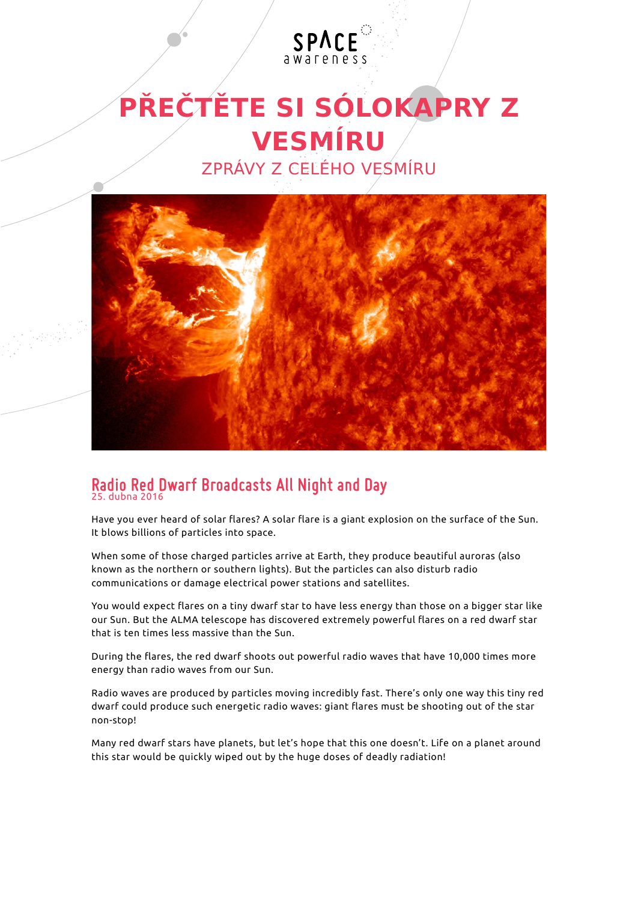# PŘEČTĚTE SI SÓLOKAPRY Z VESMÍRU

ZPRÁVY Z CELÉHO VESMÍRU

## Radio Red Dwarf Broadcasts All Night and Day

25. dubna 2016

Have you ever heard of solar flares? A solar flare is a giant explosion on the surface of the Sun. It blows billions of particles into space.

When some of those charged particles arrive at Earth, they produce beautiful auroras (also known as the northern or southern lights). But the particles can also disturb radio communications or damage electrical power stations and satellites.

You would expect flares on a tiny dwarf star to have less energy than those on a bigger star like our Sun. But the ALMA telescope has discovered extremely powerful flares on a red dwarf star that is ten times less massive than the Sun.

During the flares, the red dwarf shoots out powerful radio waves that have 10,000 times more energy than radio waves from our Sun.

Radio waves are produced by particles moving incredibly fast. There's only one way this tiny red dwarf could produce such energetic radio waves: giant flares must be shooting out of the star non-stop!

Many red dwarf stars have planets, but let's hope that this one doesn't. Life on a planet around this star would be quickly wiped out by the huge doses of deadly radiation!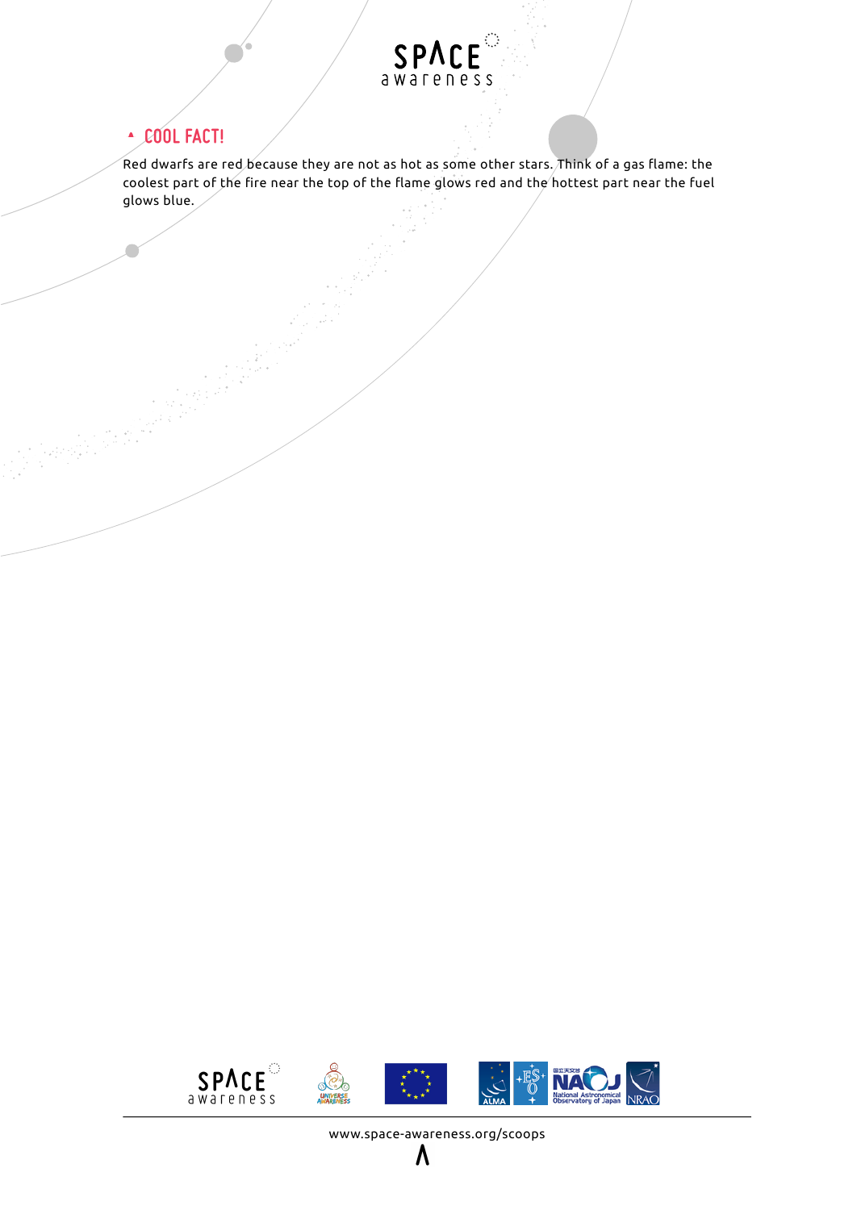## COOL FACT!

Red dwarfs are red because they are not as hot as some other stars. Think of a gas flame: the coolest part of the fire near the top of the flame glows red and the hottest part near the fuel glows blue.